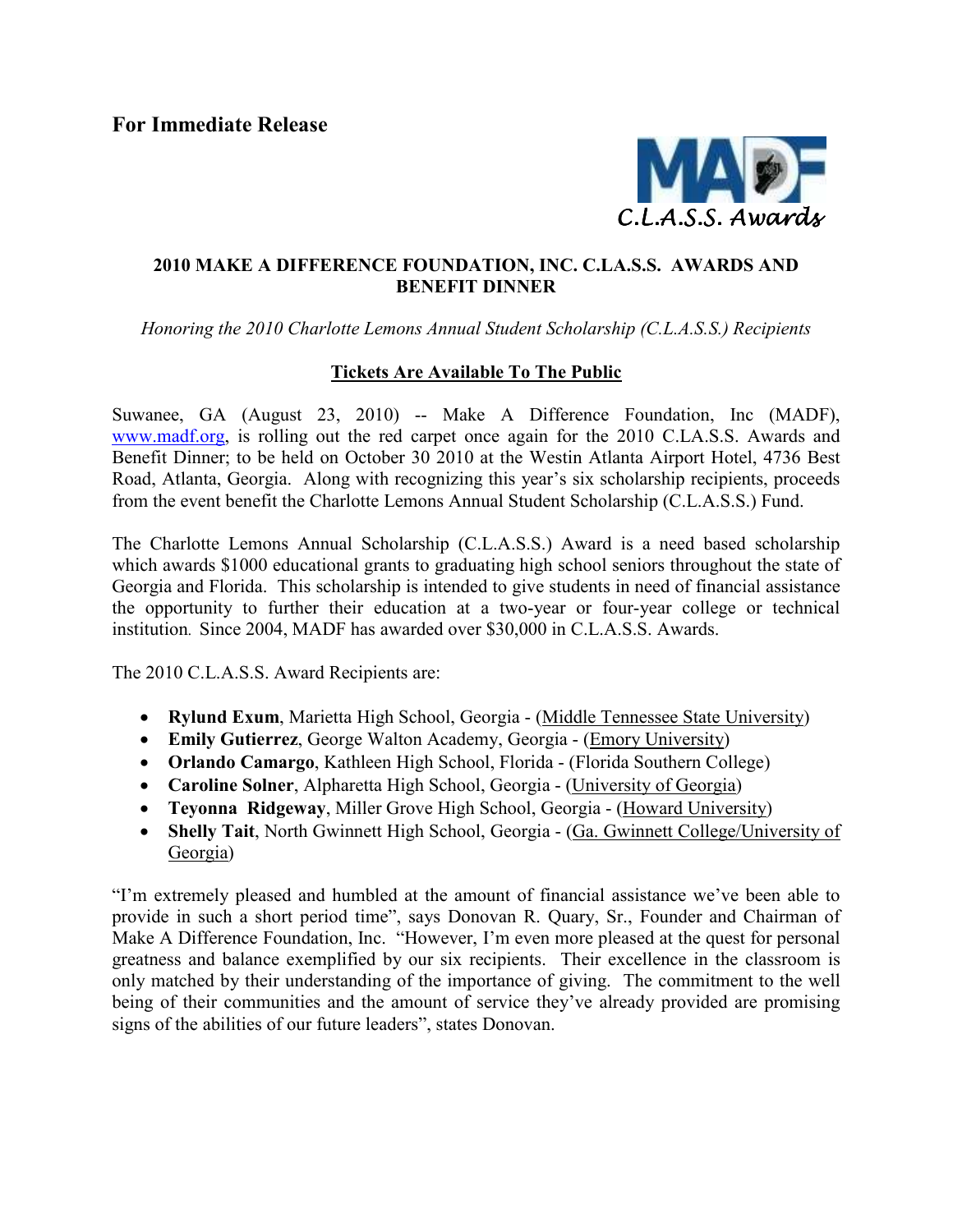**For Immediate Release**

C.L.A.S.S. Awards

## 2010 MAKE A DIFFERENCE FOUNDATION, INC. C.LA.S.S. AWARDS AND BENEFIT DINNER

*Honoring the 2010 Charlotte Lemons Annual Student Scholarship (C.L.A.S.S.) Recipients*

**Tickets Are Available To The Public**

Suwanee, GA (August 23, 2010) -- Make A Difference Foundation, Inc (MADF), www.madf.org, is rolling out the red carpet once again for the 2010 C.LA.S.S. Awards and Benefit Dinner; to be held on October 30 2010 at the Westin Atlanta Airport Hotel, 4736 Best Road, Atlanta, Georgia. Along with recognizing this year's six scholarship recipients, proceeds from the event benefit the Charlotte Lemons Annual Student Scholarship (C.L.A.S.S.) Fund.

The Charlotte Lemons Annual Scholarship (C.L.A.S.S.) Award is a need based scholarship which awards $1000 educational grants to graduating high school seniors throughout the state of Georgia and Florida. This scholarship is intended to give students in need of financial assistance the opportunity to further their education at a two-year or four-year college or technical institution. Since 2004, MADF has awarded over $30,000 in C.L.A.S.S. Awards.

The 2010 C.L.A.S.S. Award Recipients are:

- **Rylund Exum**, Marietta High School, Georgia - (Middle Tennessee State University)
- **Emily Gutierrez**, George Walton Academy, Georgia - (Emory University)
- **Orlando Camargo**, Kathleen High School, Florida - (Florida Southern College)
- **Caroline Solner**, Alpharetta High School, Georgia - (University of Georgia)
- **Teyonna Ridgeway**, Miller Grove High School, Georgia - (Howard University)
- **Shelly Tait**, North Gwinnett High School, Georgia - (Ga. Gwinnett College/University of Georgia)

"I'm extremely pleased and humbled at the amount of financial assistance we've been able to provide in such a short period time", says Donovan R. Quary, Sr., Founder and Chairman of Make A Difference Foundation, Inc. "However, I'm even more pleased at the quest for personal greatness and balance exemplified by our six recipients. Their excellence in the classroom is only matched by their understanding of the importance of giving. The commitment to the well being of their communities and the amount of service they've already provided are promising signs of the abilities of our future leaders", states Donovan.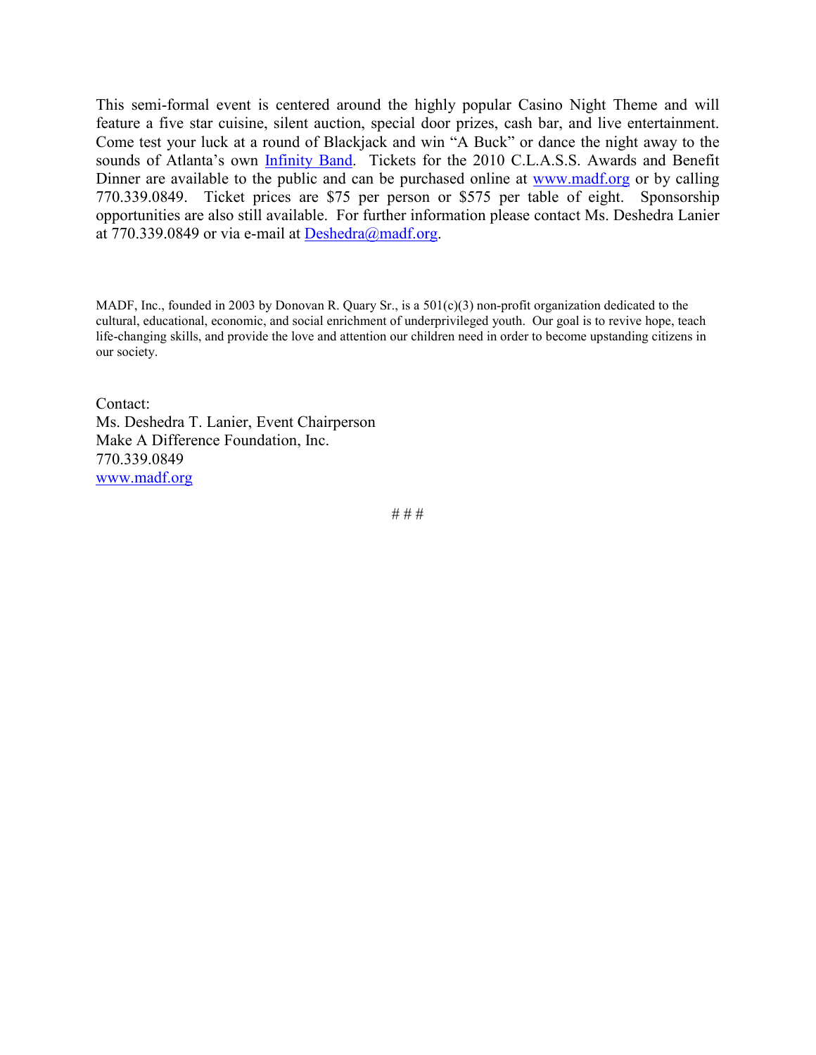This semi-formal event is centered around the highly popular Casino Night Theme and will feature a five star cuisine, silent auction, special door prizes, cash bar, and live entertainment. Come test your luck at a round of Blackjack and win "A Buck" or dance the night away to the sounds of Atlanta's own Infinity Band. Tickets for the 2010 C.L.A.S.S. Awards and Benefit Dinner are available to the public and can be purchased online at www.madf.org or by calling 770.339.0849. Ticket prices are $75 per person or $575 per table of eight. Sponsorship opportunities are also still available. For further information please contact Ms. Deshedra Lanier at 770.339.0849 or via e-mail at Deshedra@madf.org.

MADF, Inc., founded in 2003 by Donovan R. Quary Sr., is a 501(c)(3) non-profit organization dedicated to the cultural, educational, economic, and social enrichment of underprivileged youth. Our goal is to revive hope, teach life-changing skills, and provide the love and attention our children need in order to become upstanding citizens in our society.

Contact:
Ms. Deshedra T. Lanier, Event Chairperson
Make A Difference Foundation, Inc.
770.339.0849
www.madf.org

# # #